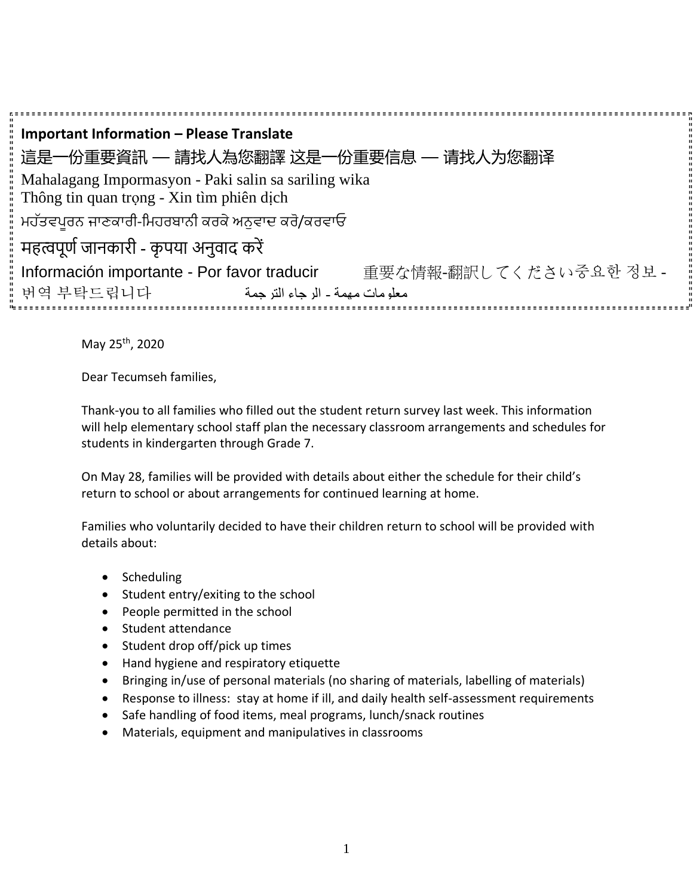**Important Information – Please Translate**

這是一份重要資訊 — 請找人為您翻譯 这是一份重要信息 — 请找人为您翻译

Mahalagang Impormasyon - Paki salin sa sariling wika

Thông tin quan trọng - Xin tìm phiên dịch

ਮਹੱਤਵਪੂਰਨ ਜਾਣਕਾਰੀ-ਮਿਹਰਬਾਨੀ ਕਰਕੇ ਅਨੁਵਾਦ ਕਰੋ/ਕਰਵਾਓ

महत्वपूर्ण जानकारी - कृपया अनुवाद करें

Información importante - Por favor traducir 重要な情報-翻訳してください중요한 정보 - 번역 부탁드립니다 معلومات مهمة - الرجاء الترجمة

May 25th, 2020

Dear Tecumseh families,

Thank-you to all families who filled out the student return survey last week. This information will help elementary school staff plan the necessary classroom arrangements and schedules for students in kindergarten through Grade 7.

On May 28, families will be provided with details about either the schedule for their child's return to school or about arrangements for continued learning at home.

Families who voluntarily decided to have their children return to school will be provided with details about:

- Scheduling
- Student entry/exiting to the school
- People permitted in the school
- Student attendance
- Student drop off/pick up times
- Hand hygiene and respiratory etiquette
- Bringing in/use of personal materials (no sharing of materials, labelling of materials)
- Response to illness: stay at home if ill, and daily health self-assessment requirements
- Safe handling of food items, meal programs, lunch/snack routines
- Materials, equipment and manipulatives in classrooms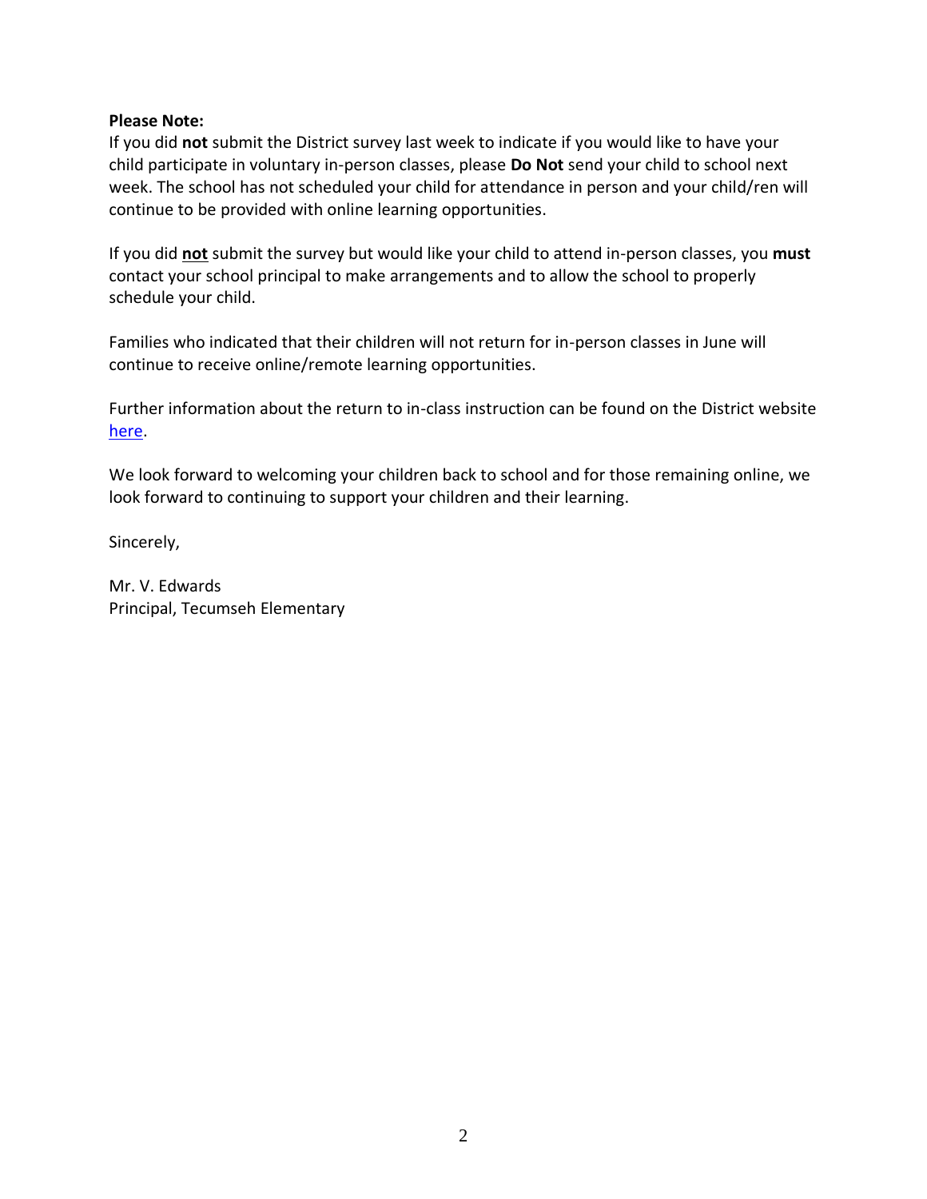**Please Note:**
If you did **not** submit the District survey last week to indicate if you would like to have your child participate in voluntary in-person classes, please **Do Not** send your child to school next week. The school has not scheduled your child for attendance in person and your child/ren will continue to be provided with online learning opportunities.

If you did **not** submit the survey but would like your child to attend in-person classes, you **must** contact your school principal to make arrangements and to allow the school to properly schedule your child.

Families who indicated that their children will not return for in-person classes in June will continue to receive online/remote learning opportunities.

Further information about the return to in-class instruction can be found on the District website here.

We look forward to welcoming your children back to school and for those remaining online, we look forward to continuing to support your children and their learning.

Sincerely,

Mr. V. Edwards
Principal, Tecumseh Elementary